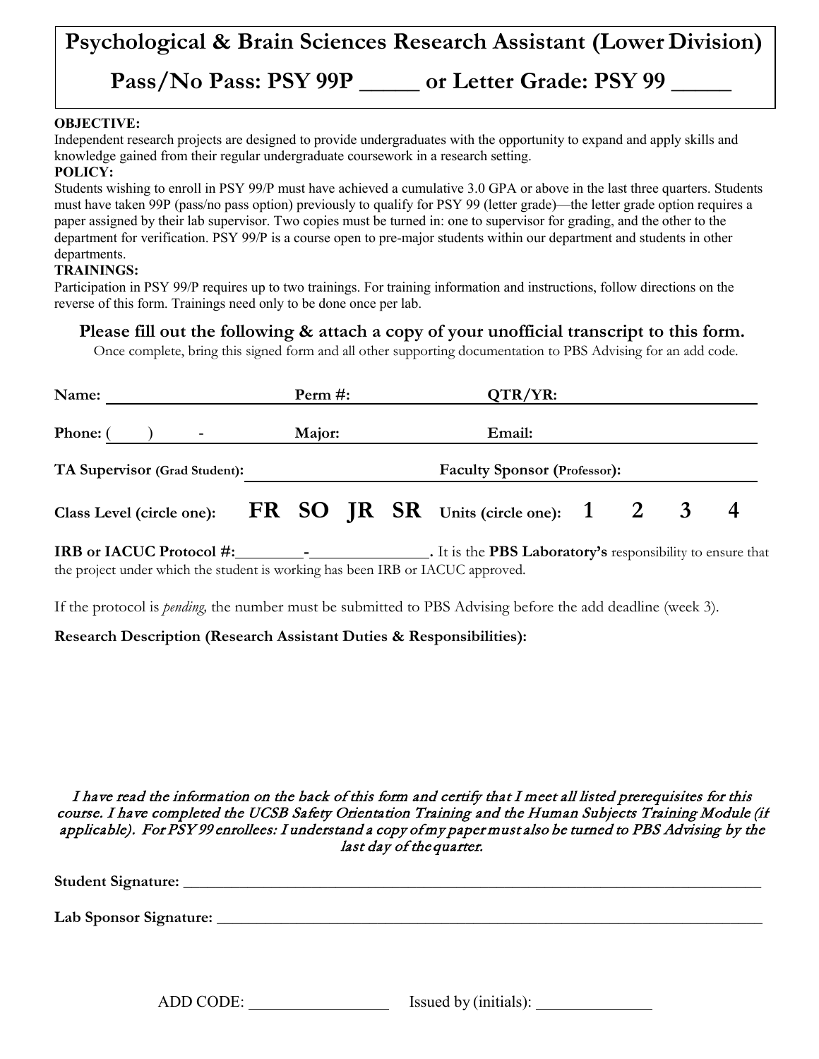# Psychological & Brain Sciences Research Assistant (Lower Division)

## Pass/No Pass: PSY 99P _____ or Letter Grade: PSY 99 _____

**OBJECTIVE:**
Independent research projects are designed to provide undergraduates with the opportunity to expand and apply skills and knowledge gained from their regular undergraduate coursework in a research setting.

**POLICY:**
Students wishing to enroll in PSY 99/P must have achieved a cumulative 3.0 GPA or above in the last three quarters. Students must have taken 99P (pass/no pass option) previously to qualify for PSY 99 (letter grade)—the letter grade option requires a paper assigned by their lab supervisor. Two copies must be turned in: one to supervisor for grading, and the other to the department for verification. PSY 99/P is a course open to pre-major students within our department and students in other departments.

**TRAININGS:**
Participation in PSY 99/P requires up to two trainings. For training information and instructions, follow directions on the reverse of this form. Trainings need only to be done once per lab.

**Please fill out the following & attach a copy of your unofficial transcript to this form.**

Once complete, bring this signed form and all other supporting documentation to PBS Advising for an add code.

**Name:** ____________________ **Perm #:** ____________________ **QTR/YR:** ____________________

**Phone:** (     )     - **Major:** ____________________ **Email:** ____________________

**TA Supervisor (Grad Student):** ____________________ **Faculty Sponsor (Professor):** ____________________

**Class Level (circle one):** **FR SO JR SR** **Units (circle one):** **1 2 3 4**

**IRB or IACUC Protocol #:**________-______________**.** It is the **PBS Laboratory's** responsibility to ensure that the project under which the student is working has been IRB or IACUC approved.

If the protocol is *pending,* the number must be submitted to PBS Advising before the add deadline (week 3).

**Research Description (Research Assistant Duties & Responsibilities):**

*I have read the information on the back of this form and certify that I meet all listed prerequisites for this course. I have completed the UCSB Safety Orientation Training and the Human Subjects Training Module (if applicable). For PSY 99 enrollees: I understand a copy of my paper must also be turned to PBS Advising by the last day of the quarter.*

**Student Signature:** ______________________________________________

**Lab Sponsor Signature:** ______________________________________________

ADD CODE: ________________ Issued by (initials): ______________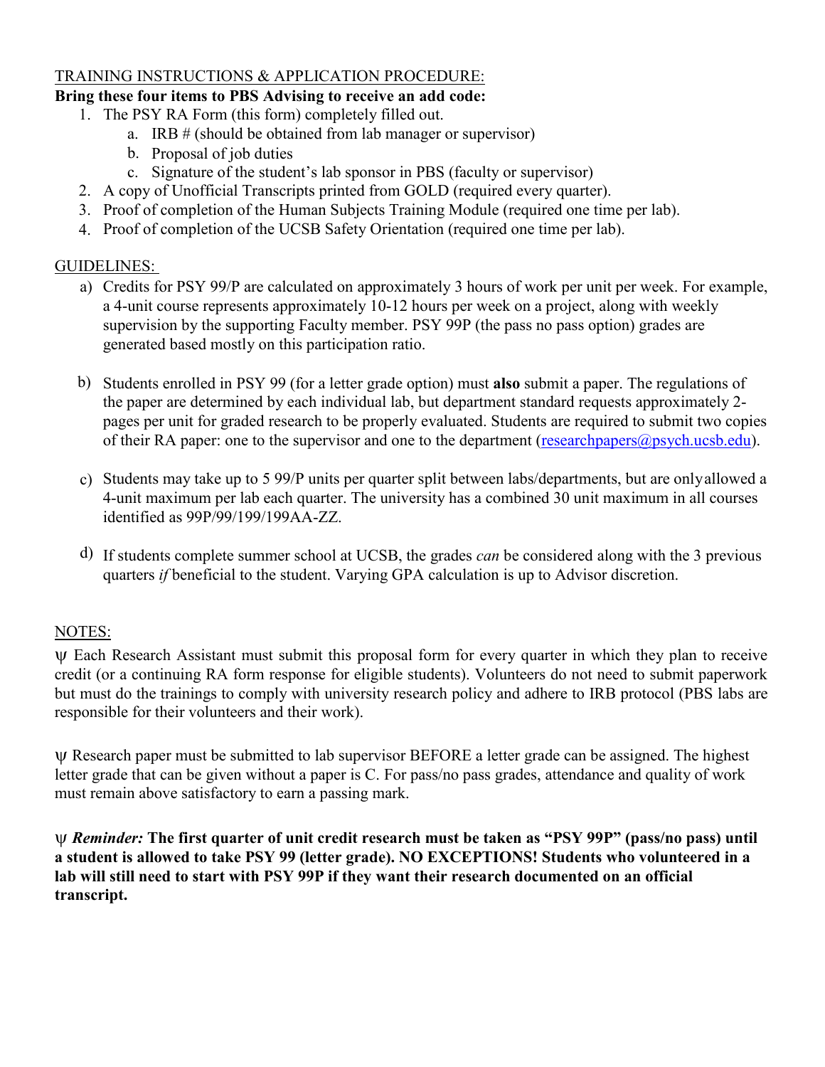TRAINING INSTRUCTIONS & APPLICATION PROCEDURE:

**Bring these four items to PBS Advising to receive an add code:**

1. The PSY RA Form (this form) completely filled out.
    a. IRB # (should be obtained from lab manager or supervisor)
    b. Proposal of job duties
    c. Signature of the student's lab sponsor in PBS (faculty or supervisor)
2. A copy of Unofficial Transcripts printed from GOLD (required every quarter).
3. Proof of completion of the Human Subjects Training Module (required one time per lab).
4. Proof of completion of the UCSB Safety Orientation (required one time per lab).

GUIDELINES:

a) Credits for PSY 99/P are calculated on approximately 3 hours of work per unit per week. For example, a 4-unit course represents approximately 10-12 hours per week on a project, along with weekly supervision by the supporting Faculty member. PSY 99P (the pass no pass option) grades are generated based mostly on this participation ratio.

b) Students enrolled in PSY 99 (for a letter grade option) must **also** submit a paper. The regulations of the paper are determined by each individual lab, but department standard requests approximately 2-pages per unit for graded research to be properly evaluated. Students are required to submit two copies of their RA paper: one to the supervisor and one to the department (researchpapers@psych.ucsb.edu).

c) Students may take up to 5 99/P units per quarter split between labs/departments, but are only allowed a 4-unit maximum per lab each quarter. The university has a combined 30 unit maximum in all courses identified as 99P/99/199/199AA-ZZ.

d) If students complete summer school at UCSB, the grades *can* be considered along with the 3 previous quarters *if* beneficial to the student. Varying GPA calculation is up to Advisor discretion.

NOTES:

ψ Each Research Assistant must submit this proposal form for every quarter in which they plan to receive credit (or a continuing RA form response for eligible students). Volunteers do not need to submit paperwork but must do the trainings to comply with university research policy and adhere to IRB protocol (PBS labs are responsible for their volunteers and their work).

ψ Research paper must be submitted to lab supervisor BEFORE a letter grade can be assigned. The highest letter grade that can be given without a paper is C. For pass/no pass grades, attendance and quality of work must remain above satisfactory to earn a passing mark.

ψ ***Reminder:*** **The first quarter of unit credit research must be taken as "PSY 99P" (pass/no pass) until a student is allowed to take PSY 99 (letter grade). NO EXCEPTIONS! Students who volunteered in a lab will still need to start with PSY 99P if they want their research documented on an official transcript.**